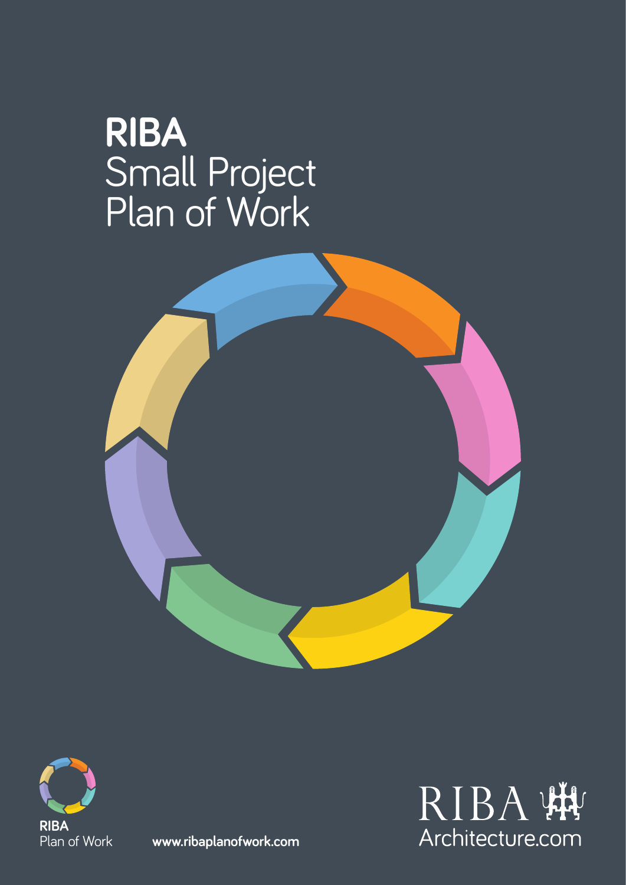# RIBA Small Project Plan of Work

RIBA
Plan of Work

www.ribaplanofwork.com

RIBA
Architecture.com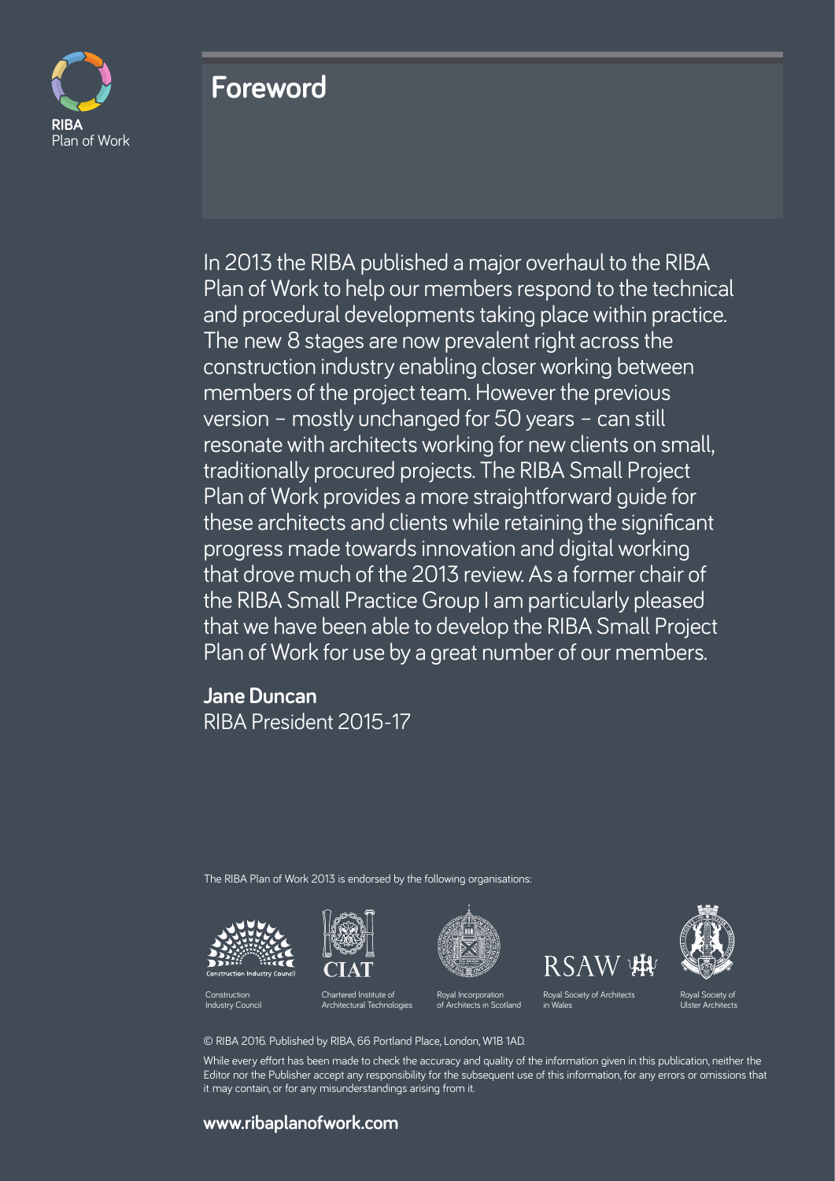RIBA
Plan of Work

# Foreword

In 2013 the RIBA published a major overhaul to the RIBA Plan of Work to help our members respond to the technical and procedural developments taking place within practice. The new 8 stages are now prevalent right across the construction industry enabling closer working between members of the project team. However the previous version – mostly unchanged for 50 years – can still resonate with architects working for new clients on small, traditionally procured projects. The RIBA Small Project Plan of Work provides a more straightforward guide for these architects and clients while retaining the significant progress made towards innovation and digital working that drove much of the 2013 review. As a former chair of the RIBA Small Practice Group I am particularly pleased that we have been able to develop the RIBA Small Project Plan of Work for use by a great number of our members.

**Jane Duncan**
RIBA President 2015-17

The RIBA Plan of Work 2013 is endorsed by the following organisations:

Construction Industry Council

Chartered Institute of Architectural Technologies

Royal Incorporation of Architects in Scotland

Royal Society of Architects in Wales

Royal Society of Ulster Architects

© RIBA 2016. Published by RIBA, 66 Portland Place, London, W1B 1AD.

While every effort has been made to check the accuracy and quality of the information given in this publication, neither the Editor nor the Publisher accept any responsibility for the subsequent use of this information, for any errors or omissions that it may contain, or for any misunderstandings arising from it.

**www.ribaplanofwork.com**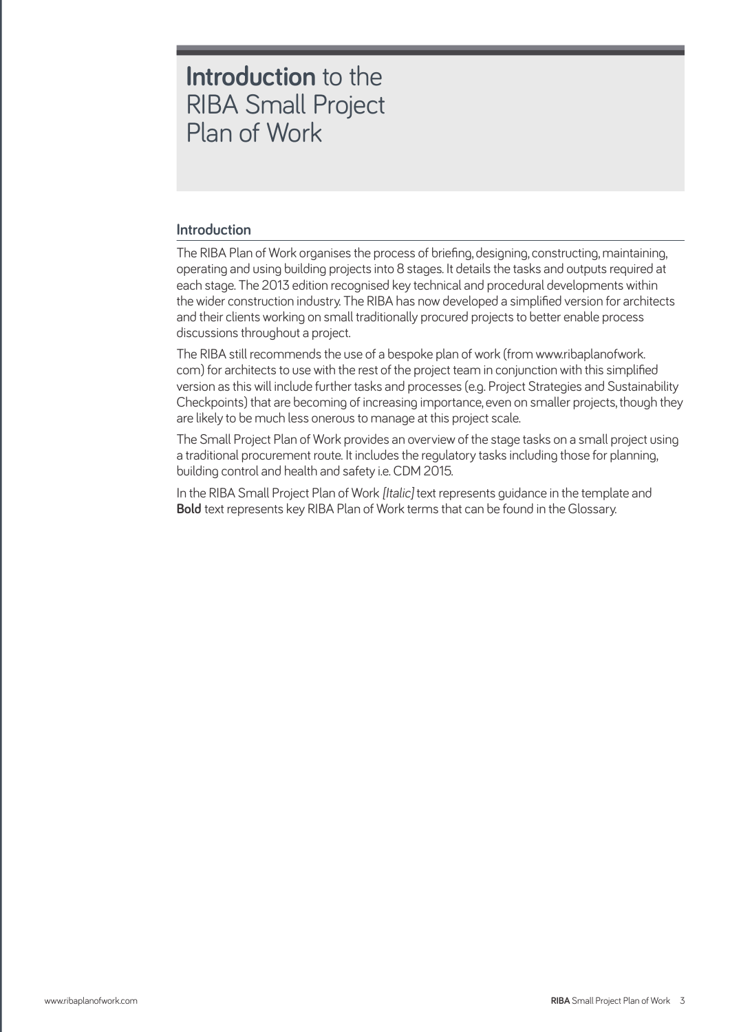# **Introduction** to the RIBA Small Project Plan of Work

## Introduction

The RIBA Plan of Work organises the process of briefing, designing, constructing, maintaining, operating and using building projects into 8 stages. It details the tasks and outputs required at each stage. The 2013 edition recognised key technical and procedural developments within the wider construction industry. The RIBA has now developed a simplified version for architects and their clients working on small traditionally procured projects to better enable process discussions throughout a project.

The RIBA still recommends the use of a bespoke plan of work (from www.ribaplanofwork.com) for architects to use with the rest of the project team in conjunction with this simplified version as this will include further tasks and processes (e.g. Project Strategies and Sustainability Checkpoints) that are becoming of increasing importance, even on smaller projects, though they are likely to be much less onerous to manage at this project scale.

The Small Project Plan of Work provides an overview of the stage tasks on a small project using a traditional procurement route. It includes the regulatory tasks including those for planning, building control and health and safety i.e. CDM 2015.

In the RIBA Small Project Plan of Work *[Italic]* text represents guidance in the template and **Bold** text represents key RIBA Plan of Work terms that can be found in the Glossary.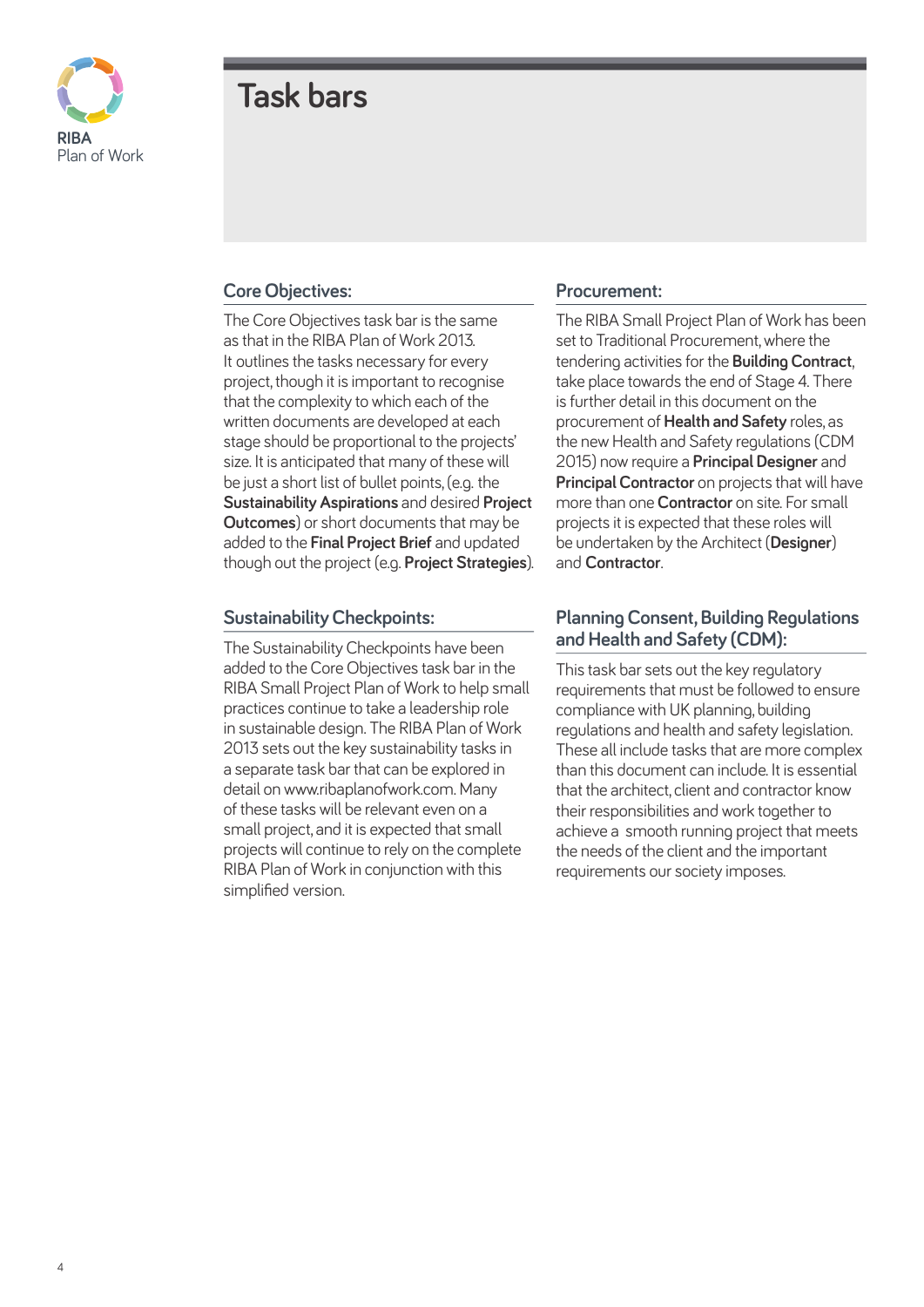# Task bars

## Core Objectives:

The Core Objectives task bar is the same as that in the RIBA Plan of Work 2013. It outlines the tasks necessary for every project, though it is important to recognise that the complexity to which each of the written documents are developed at each stage should be proportional to the projects' size. It is anticipated that many of these will be just a short list of bullet points, (e.g. the **Sustainability Aspirations** and desired **Project Outcomes**) or short documents that may be added to the **Final Project Brief** and updated though out the project (e.g. **Project Strategies**).

## Sustainability Checkpoints:

The Sustainability Checkpoints have been added to the Core Objectives task bar in the RIBA Small Project Plan of Work to help small practices continue to take a leadership role in sustainable design. The RIBA Plan of Work 2013 sets out the key sustainability tasks in a separate task bar that can be explored in detail on www.ribaplanofwork.com. Many of these tasks will be relevant even on a small project, and it is expected that small projects will continue to rely on the complete RIBA Plan of Work in conjunction with this simplified version.

## Procurement:

The RIBA Small Project Plan of Work has been set to Traditional Procurement, where the tendering activities for the **Building Contract**, take place towards the end of Stage 4. There is further detail in this document on the procurement of **Health and Safety** roles, as the new Health and Safety regulations (CDM 2015) now require a **Principal Designer** and **Principal Contractor** on projects that will have more than one **Contractor** on site. For small projects it is expected that these roles will be undertaken by the Architect (**Designer**) and **Contractor**.

## Planning Consent, Building Regulations and Health and Safety (CDM):

This task bar sets out the key regulatory requirements that must be followed to ensure compliance with UK planning, building regulations and health and safety legislation. These all include tasks that are more complex than this document can include. It is essential that the architect, client and contractor know their responsibilities and work together to achieve a smooth running project that meets the needs of the client and the important requirements our society imposes.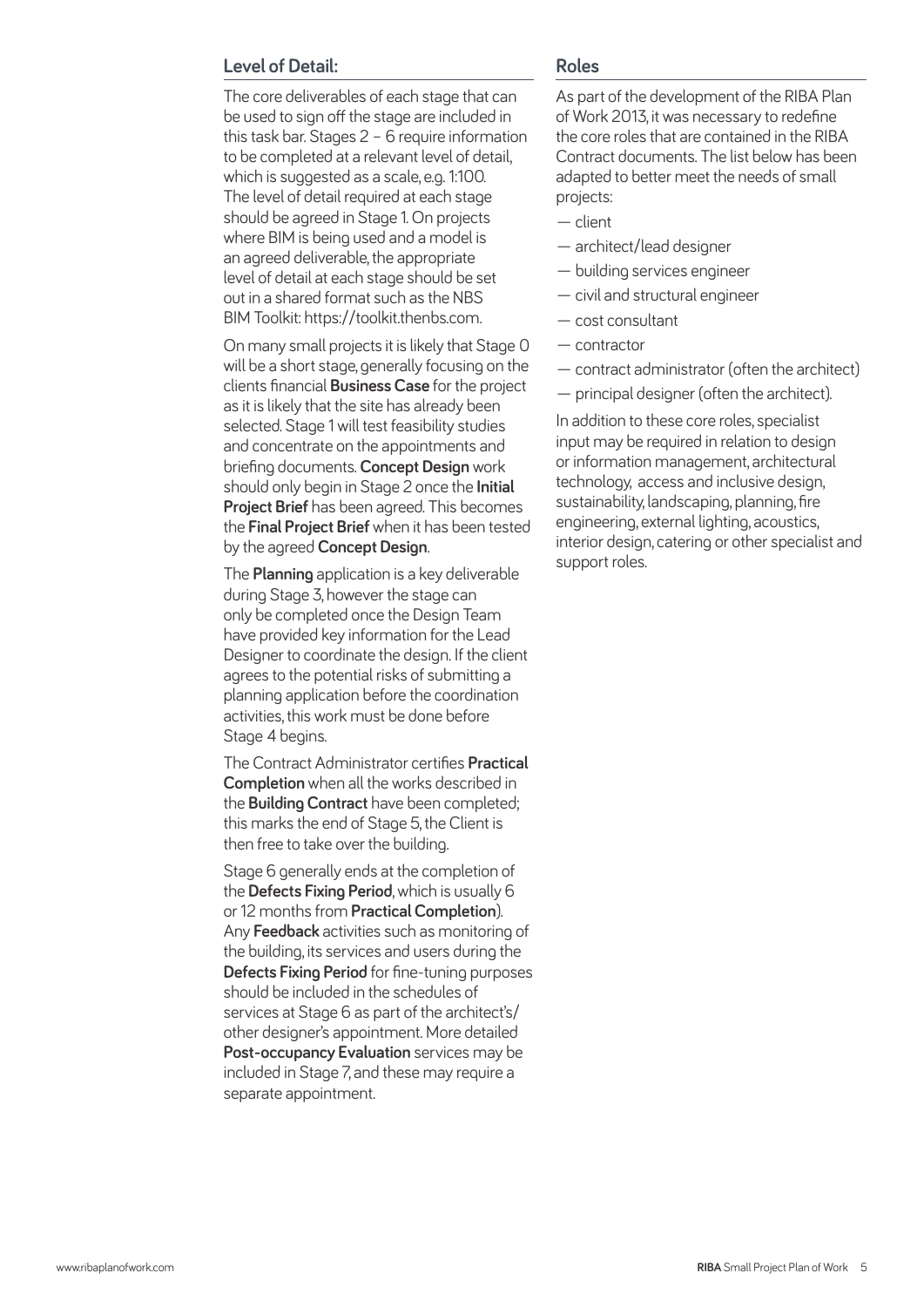## Level of Detail:

The core deliverables of each stage that can be used to sign off the stage are included in this task bar. Stages 2 – 6 require information to be completed at a relevant level of detail, which is suggested as a scale, e.g. 1:100. The level of detail required at each stage should be agreed in Stage 1. On projects where BIM is being used and a model is an agreed deliverable, the appropriate level of detail at each stage should be set out in a shared format such as the NBS BIM Toolkit: https://toolkit.thenbs.com.

On many small projects it is likely that Stage 0 will be a short stage, generally focusing on the clients financial **Business Case** for the project as it is likely that the site has already been selected. Stage 1 will test feasibility studies and concentrate on the appointments and briefing documents. **Concept Design** work should only begin in Stage 2 once the **Initial Project Brief** has been agreed. This becomes the **Final Project Brief** when it has been tested by the agreed **Concept Design**.

The **Planning** application is a key deliverable during Stage 3, however the stage can only be completed once the Design Team have provided key information for the Lead Designer to coordinate the design. If the client agrees to the potential risks of submitting a planning application before the coordination activities, this work must be done before Stage 4 begins.

The Contract Administrator certifies **Practical Completion** when all the works described in the **Building Contract** have been completed; this marks the end of Stage 5, the Client is then free to take over the building.

Stage 6 generally ends at the completion of the **Defects Fixing Period**, which is usually 6 or 12 months from **Practical Completion**). Any **Feedback** activities such as monitoring of the building, its services and users during the **Defects Fixing Period** for fine-tuning purposes should be included in the schedules of services at Stage 6 as part of the architect's/ other designer's appointment. More detailed **Post-occupancy Evaluation** services may be included in Stage 7, and these may require a separate appointment.

## Roles

As part of the development of the RIBA Plan of Work 2013, it was necessary to redefine the core roles that are contained in the RIBA Contract documents. The list below has been adapted to better meet the needs of small projects:

- client
- architect/lead designer
- building services engineer
- civil and structural engineer
- cost consultant
- contractor
- contract administrator (often the architect)
- principal designer (often the architect).

In addition to these core roles, specialist input may be required in relation to design or information management, architectural technology, access and inclusive design, sustainability, landscaping, planning, fire engineering, external lighting, acoustics, interior design, catering or other specialist and support roles.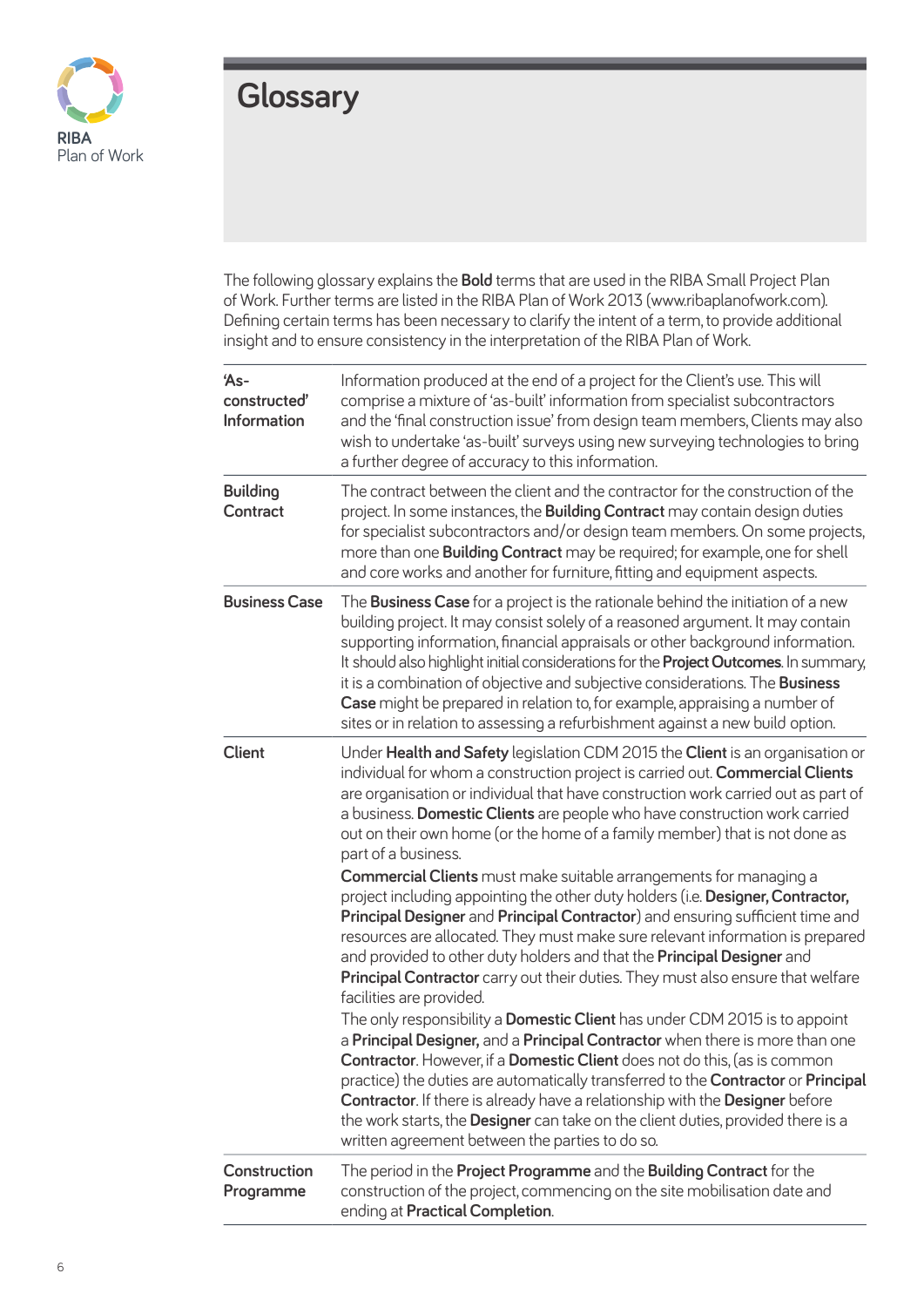# Glossary

The following glossary explains the **Bold** terms that are used in the RIBA Small Project Plan of Work. Further terms are listed in the RIBA Plan of Work 2013 (www.ribaplanofwork.com). Defining certain terms has been necessary to clarify the intent of a term, to provide additional insight and to ensure consistency in the interpretation of the RIBA Plan of Work.

| | |
|---|---|
| **'As-constructed' Information** | Information produced at the end of a project for the Client's use. This will comprise a mixture of 'as-built' information from specialist subcontractors and the 'final construction issue' from design team members, Clients may also wish to undertake 'as-built' surveys using new surveying technologies to bring a further degree of accuracy to this information. |
| **Building Contract** | The contract between the client and the contractor for the construction of the project. In some instances, the **Building Contract** may contain design duties for specialist subcontractors and/or design team members. On some projects, more than one **Building Contract** may be required; for example, one for shell and core works and another for furniture, fitting and equipment aspects. |
| **Business Case** | The **Business Case** for a project is the rationale behind the initiation of a new building project. It may consist solely of a reasoned argument. It may contain supporting information, financial appraisals or other background information. It should also highlight initial considerations for the **Project Outcomes**. In summary, it is a combination of objective and subjective considerations. The **Business Case** might be prepared in relation to, for example, appraising a number of sites or in relation to assessing a refurbishment against a new build option. |
| **Client** | Under **Health and Safety** legislation CDM 2015 the **Client** is an organisation or individual for whom a construction project is carried out. **Commercial Clients** are organisation or individual that have construction work carried out as part of a business. **Domestic Clients** are people who have construction work carried out on their own home (or the home of a family member) that is not done as part of a business.<br>**Commercial Clients** must make suitable arrangements for managing a project including appointing the other duty holders (i.e. **Designer, Contractor, Principal Designer** and **Principal Contractor**) and ensuring sufficient time and resources are allocated. They must make sure relevant information is prepared and provided to other duty holders and that the **Principal Designer** and **Principal Contractor** carry out their duties. They must also ensure that welfare facilities are provided.<br>The only responsibility a **Domestic Client** has under CDM 2015 is to appoint a **Principal Designer,** and a **Principal Contractor** when there is more than one **Contractor**. However, if a **Domestic Client** does not do this, (as is common practice) the duties are automatically transferred to the **Contractor** or **Principal Contractor**. If there is already have a relationship with the **Designer** before the work starts, the **Designer** can take on the client duties, provided there is a written agreement between the parties to do so. |
| **Construction Programme** | The period in the **Project Programme** and the **Building Contract** for the construction of the project, commencing on the site mobilisation date and ending at **Practical Completion**. |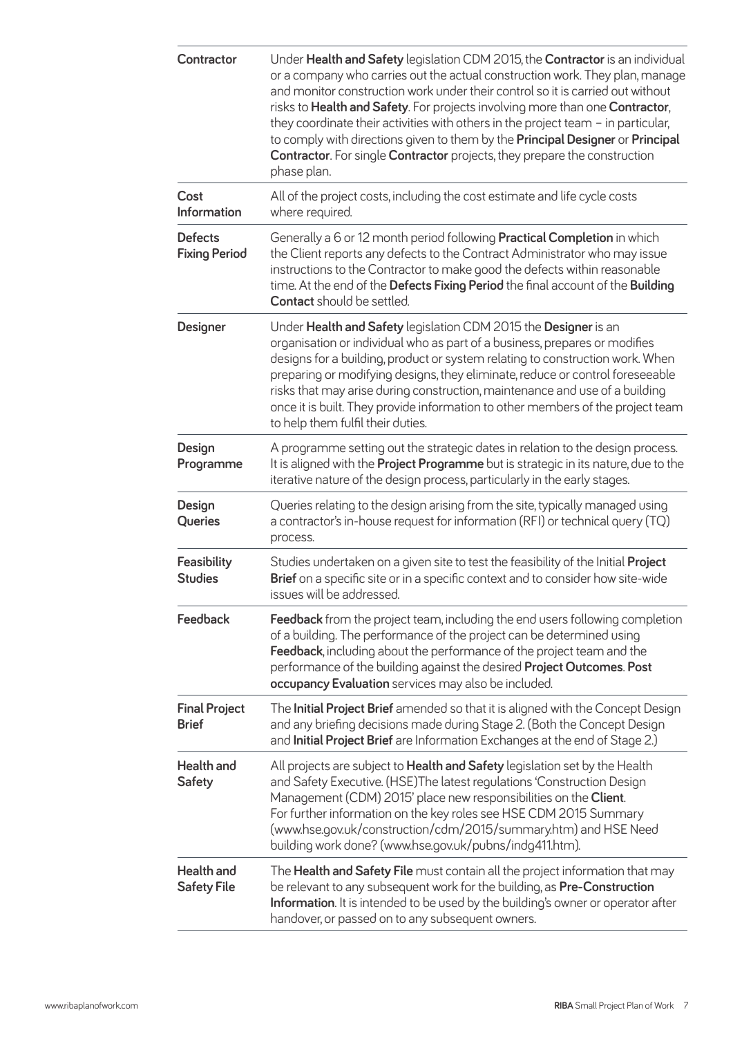| | |
|---|---|
| **Contractor** | Under **Health and Safety** legislation CDM 2015, the **Contractor** is an individual or a company who carries out the actual construction work. They plan, manage and monitor construction work under their control so it is carried out without risks to **Health and Safety**. For projects involving more than one **Contractor**, they coordinate their activities with others in the project team – in particular, to comply with directions given to them by the **Principal Designer** or **Principal Contractor**. For single **Contractor** projects, they prepare the construction phase plan. |
| **Cost Information** | All of the project costs, including the cost estimate and life cycle costs where required. |
| **Defects Fixing Period** | Generally a 6 or 12 month period following **Practical Completion** in which the Client reports any defects to the Contract Administrator who may issue instructions to the Contractor to make good the defects within reasonable time. At the end of the **Defects Fixing Period** the final account of the **Building Contact** should be settled. |
| **Designer** | Under **Health and Safety** legislation CDM 2015 the **Designer** is an organisation or individual who as part of a business, prepares or modifies designs for a building, product or system relating to construction work. When preparing or modifying designs, they eliminate, reduce or control foreseeable risks that may arise during construction, maintenance and use of a building once it is built. They provide information to other members of the project team to help them fulfil their duties. |
| **Design Programme** | A programme setting out the strategic dates in relation to the design process. It is aligned with the **Project Programme** but is strategic in its nature, due to the iterative nature of the design process, particularly in the early stages. |
| **Design Queries** | Queries relating to the design arising from the site, typically managed using a contractor's in-house request for information (RFI) or technical query (TQ) process. |
| **Feasibility Studies** | Studies undertaken on a given site to test the feasibility of the Initial **Project Brief** on a specific site or in a specific context and to consider how site-wide issues will be addressed. |
| **Feedback** | **Feedback** from the project team, including the end users following completion of a building. The performance of the project can be determined using **Feedback**, including about the performance of the project team and the performance of the building against the desired **Project Outcomes**. **Post occupancy Evaluation** services may also be included. |
| **Final Project Brief** | The **Initial Project Brief** amended so that it is aligned with the Concept Design and any briefing decisions made during Stage 2. (Both the Concept Design and **Initial Project Brief** are Information Exchanges at the end of Stage 2.) |
| **Health and Safety** | All projects are subject to **Health and Safety** legislation set by the Health and Safety Executive. (HSE)The latest regulations 'Construction Design Management (CDM) 2015' place new responsibilities on the **Client**. For further information on the key roles see HSE CDM 2015 Summary (www.hse.gov.uk/construction/cdm/2015/summary.htm) and HSE Need building work done? (www.hse.gov.uk/pubns/indg411.htm). |
| **Health and Safety File** | The **Health and Safety File** must contain all the project information that may be relevant to any subsequent work for the building, as **Pre-Construction Information**. It is intended to be used by the building's owner or operator after handover, or passed on to any subsequent owners. |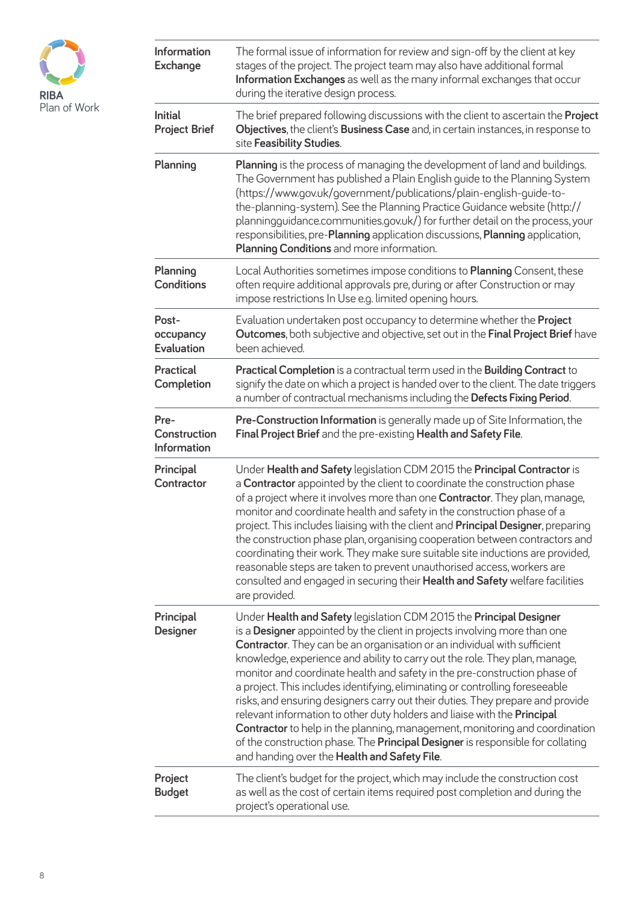| | |
|---|---|
| **Information Exchange** | The formal issue of information for review and sign-off by the client at key stages of the project. The project team may also have additional formal **Information Exchanges** as well as the many informal exchanges that occur during the iterative design process. |
| **Initial Project Brief** | The brief prepared following discussions with the client to ascertain the **Project Objectives**, the client's **Business Case** and, in certain instances, in response to site **Feasibility Studies**. |
| **Planning** | **Planning** is the process of managing the development of land and buildings. The Government has published a Plain English guide to the Planning System (https://www.gov.uk/government/publications/plain-english-guide-to-the-planning-system). See the Planning Practice Guidance website (http://planningguidance.communities.gov.uk/) for further detail on the process, your responsibilities, pre-**Planning** application discussions, **Planning** application, **Planning Conditions** and more information. |
| **Planning Conditions** | Local Authorities sometimes impose conditions to **Planning** Consent, these often require additional approvals pre, during or after Construction or may impose restrictions In Use e.g. limited opening hours. |
| **Post-occupancy Evaluation** | Evaluation undertaken post occupancy to determine whether the **Project Outcomes**, both subjective and objective, set out in the **Final Project Brief** have been achieved. |
| **Practical Completion** | **Practical Completion** is a contractual term used in the **Building Contract** to signify the date on which a project is handed over to the client. The date triggers a number of contractual mechanisms including the **Defects Fixing Period**. |
| **Pre-Construction Information** | **Pre-Construction Information** is generally made up of Site Information, the **Final Project Brief** and the pre-existing **Health and Safety File**. |
| **Principal Contractor** | Under **Health and Safety** legislation CDM 2015 the **Principal Contractor** is a **Contractor** appointed by the client to coordinate the construction phase of a project where it involves more than one **Contractor**. They plan, manage, monitor and coordinate health and safety in the construction phase of a project. This includes liaising with the client and **Principal Designer**, preparing the construction phase plan, organising cooperation between contractors and coordinating their work. They make sure suitable site inductions are provided, reasonable steps are taken to prevent unauthorised access, workers are consulted and engaged in securing their **Health and Safety** welfare facilities are provided. |
| **Principal Designer** | Under **Health and Safety** legislation CDM 2015 the **Principal Designer** is a **Designer** appointed by the client in projects involving more than one **Contractor**. They can be an organisation or an individual with sufficient knowledge, experience and ability to carry out the role. They plan, manage, monitor and coordinate health and safety in the pre-construction phase of a project. This includes identifying, eliminating or controlling foreseeable risks, and ensuring designers carry out their duties. They prepare and provide relevant information to other duty holders and liaise with the **Principal Contractor** to help in the planning, management, monitoring and coordination of the construction phase. The **Principal Designer** is responsible for collating and handing over the **Health and Safety File**. |
| **Project Budget** | The client's budget for the project, which may include the construction cost as well as the cost of certain items required post completion and during the project's operational use. |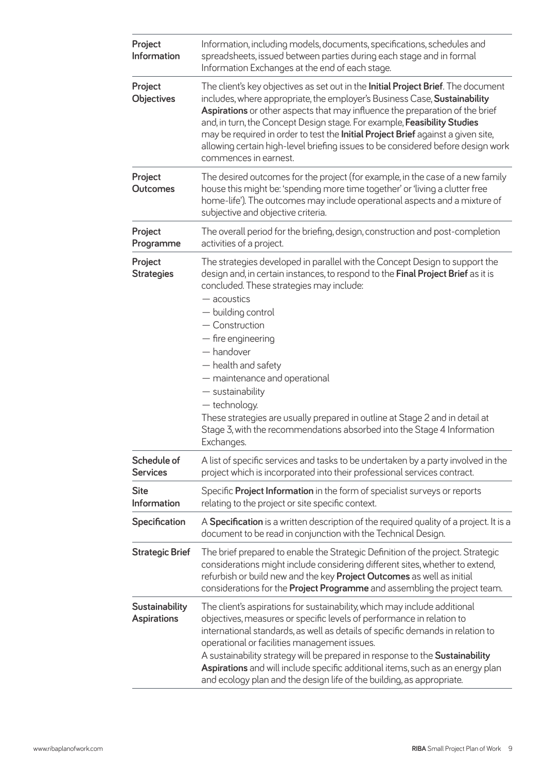| | |
|---|---|
| **Project Information** | Information, including models, documents, specifications, schedules and spreadsheets, issued between parties during each stage and in formal Information Exchanges at the end of each stage. |
| **Project Objectives** | The client's key objectives as set out in the **Initial Project Brief**. The document includes, where appropriate, the employer's Business Case, **Sustainability Aspirations** or other aspects that may influence the preparation of the brief and, in turn, the Concept Design stage. For example, **Feasibility Studies** may be required in order to test the **Initial Project Brief** against a given site, allowing certain high-level briefing issues to be considered before design work commences in earnest. |
| **Project Outcomes** | The desired outcomes for the project (for example, in the case of a new family house this might be: 'spending more time together' or 'living a clutter free home-life'). The outcomes may include operational aspects and a mixture of subjective and objective criteria. |
| **Project Programme** | The overall period for the briefing, design, construction and post-completion activities of a project. |
| **Project Strategies** | The strategies developed in parallel with the Concept Design to support the design and, in certain instances, to respond to the **Final Project Brief** as it is concluded. These strategies may include:<br>— acoustics<br>— building control<br>— Construction<br>— fire engineering<br>— handover<br>— health and safety<br>— maintenance and operational<br>— sustainability<br>— technology.<br>These strategies are usually prepared in outline at Stage 2 and in detail at Stage 3, with the recommendations absorbed into the Stage 4 Information Exchanges. |
| **Schedule of Services** | A list of specific services and tasks to be undertaken by a party involved in the project which is incorporated into their professional services contract. |
| **Site Information** | Specific **Project Information** in the form of specialist surveys or reports relating to the project or site specific context. |
| **Specification** | A **Specification** is a written description of the required quality of a project. It is a document to be read in conjunction with the Technical Design. |
| **Strategic Brief** | The brief prepared to enable the Strategic Definition of the project. Strategic considerations might include considering different sites, whether to extend, refurbish or build new and the key **Project Outcomes** as well as initial considerations for the **Project Programme** and assembling the project team. |
| **Sustainability Aspirations** | The client's aspirations for sustainability, which may include additional objectives, measures or specific levels of performance in relation to international standards, as well as details of specific demands in relation to operational or facilities management issues.<br>A sustainability strategy will be prepared in response to the **Sustainability Aspirations** and will include specific additional items, such as an energy plan and ecology plan and the design life of the building, as appropriate. |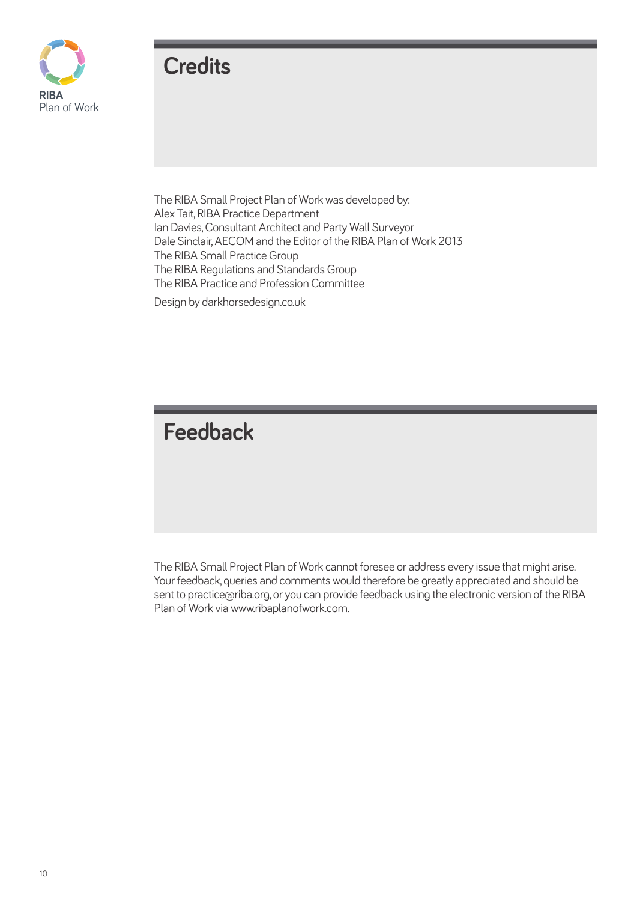## Credits

The RIBA Small Project Plan of Work was developed by:
Alex Tait, RIBA Practice Department
Ian Davies, Consultant Architect and Party Wall Surveyor
Dale Sinclair, AECOM and the Editor of the RIBA Plan of Work 2013
The RIBA Small Practice Group
The RIBA Regulations and Standards Group
The RIBA Practice and Profession Committee

Design by darkhorsedesign.co.uk

## Feedback

The RIBA Small Project Plan of Work cannot foresee or address every issue that might arise. Your feedback, queries and comments would therefore be greatly appreciated and should be sent to practice@riba.org, or you can provide feedback using the electronic version of the RIBA Plan of Work via www.ribaplanofwork.com.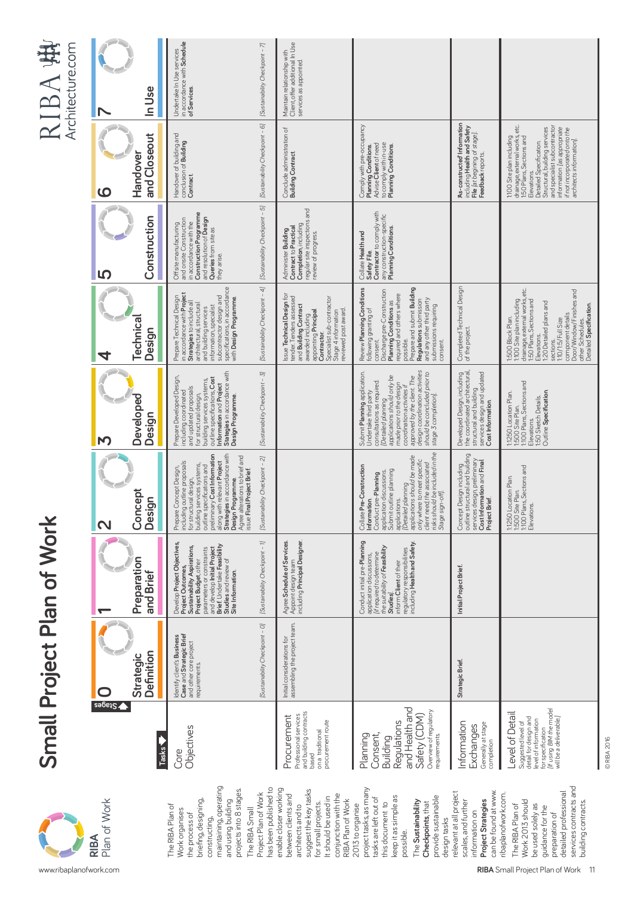# RIBA Plan of Work

The RIBA Plan of Work organises the process of briefing, designing, constructing, maintaining, operating and using building projects into 8 stages.

The RIBA Small Project Plan of Work has been published to enable closer working between clients and architects and to suggest the key tasks for small projects. It should be used in conjunction with the RIBA Plan of Work 2013 to organise project tasks, as many tasks are left out of this document to keep it as simple as possible.

The **Sustainability Checkpoints**, that provide sustainable design tasks relevant at all project scales, and further information on **Project Strategies** can be found at www.ribaplanofwork.com.

The RIBA Plan of Work 2013 should be used solely as guidance for the preparation of detailed professional services contracts and building contracts.

## Small Project Plan of Work

| Tasks ↓ / Stages → | 0 Strategic Definition | 1 Preparation and Brief | 2 Concept Design | 3 Developed Design | 4 Technical Design | 5 Construction | 6 Handover and Closeout | 7 In Use |
|---|---|---|---|---|---|---|---|---|
| **Core Objectives** | Identify client's **Business Case** and **Strategic Brief** and other core project requirements. [Sustainability Checkpoint – 0] | Develop **Project Objectives**, **Project Outcomes**, **Sustainability Aspirations**, **Project Budget**, other parameters or constraints and develop **Initial Project Brief**. Undertake **Feasibility Studies** and review of **Site Information**. [Sustainability Checkpoint – 1] | Prepare Concept Design, including outline proposals for structural design, building services systems, outline specifications and preliminary **Cost Information** along with relevant **Project Strategies** in accordance with **Design Programme**. Agree alterations to brief and issue **Final Project Brief**. [Sustainability Checkpoint – 2] | Prepare Developed Design, including coordinated and updated proposals for structural design, building services systems, outline specifications, **Cost Information** and **Project Strategies** in accordance with **Design Programme**. [Sustainability Checkpoint – 3] | Prepare Technical Design in accordance with **Project Strategies** to include all architectural, structural and building services information, specialist subcontractor design and specifications, in accordance with **Design Programme**. [Sustainability Checkpoint – 4] | Offsite manufacturing and onsite Construction in accordance with the **Construction Programme** and resolution of **Design Queries** from site as they arise. [Sustainability Checkpoint – 5] | Handover of building and conclusion of **Building Contract**. [Sustainability Checkpoint – 6] | Undertake In Use services in accordance with **Schedule of Services**. [Sustainability Checkpoint – 7] |
| **Procurement** Professional services and building contracts based on a traditional procurement route | Initial considerations for assembling the project team. | Agree **Schedule of Services**. Appoint design team including **Principal Designer**. | | | Issue **Technical Design** for tender. Tenders assessed and **Building Contract** awarded including appointing **Principal Contractor**. Specialist sub-contractor Stage 4 information reviewed post award. | Administer **Building Contract** to **Practical Completion**, including regular site inspections and review of progress. | Conclude administration of **Building Contract**. | Maintain relationship with Client, offer additional In Use services as appointed. |
| **Planning Consent, Building Regulations and Health and Safety (CDM)** Overview of regulatory requirements. | | Conduct initial pre-**Planning** application discussions, [if required to determine the suitability of **Feasibility Studies**] inform **Client** of their regulatory responsibilities including **Health and Safety**. | Collate **Pre-Construction Information**. Conduct pre-**Planning** application discussions. Submit outline planning applications. [Detailed planning applications should be made only where to meet specific client need, the associated risks should be included in the Stage sign-off]. | Submit **Planning** application. Undertake third party consultations as required. [Detailed planning applications should only be made prior to the design coordination activities if approved by the client. The design coordination activities should be concluded prior to stage 3 completion]. | Review **Planning Conditions** following granting of consent. Discharge pre-Construction **Planning Conditions** as required and others where possible. Prepare and submit **Building Regulations** submission and any other third party submissions requiring consent. | Collate **Health and Safety File**. **Contractor** to comply with any construction-specific **Planning Conditions**. | Comply with pre-occupancy **Planning Conditions**. Advise **Client** of need to comply with in-use **Planning Conditions**. | |
| **Information Exchanges** Generally at stage completion | **Strategic Brief**. | **Initial Project Brief**. | Concept Design including outline structural and building services design, preliminary **Cost Information** and **Final Project Brief**. | Developed Design, including the coordinated architectural, structural and building services design and updated **Cost Information**. | Completed Technical Design of the project. | | **As-constructed Information** including **Health and Safety File** [at beginning of stage]. **Feedback** reports. | |
| **Level of Detail** Suggested level of detail for design and level of information for specification. [If using BIM the model will be a deliverable] | | | 1:1250 Location Plan. 1:500 Site Plan. 1:100 Plans, Sections and Elevations. | 1:1250 Location Plan. 1:500 Site Plan. 1:100 Plans, Sections and Elevations. 1:50 Sketch Details. Outline **Specification**. | 1:500 Block Plan. 1:100 Site plan including drainage, external works, etc. 1:50 Plans, Sections and Elevations. 1:20 Detailed plans and sections. 1:10/1:5/Full Size component details. Door/Window/Finishes and other Schedules. Detailed **Specification**. | | 1:100 Site plan including drainage, external works, etc. 1:50 Plans, Sections and Elevations. Detailed Specification. Structural, building services and specialist subcontractor information [as appropriate if not incorporated onto the architects information]. | |

© RIBA 2016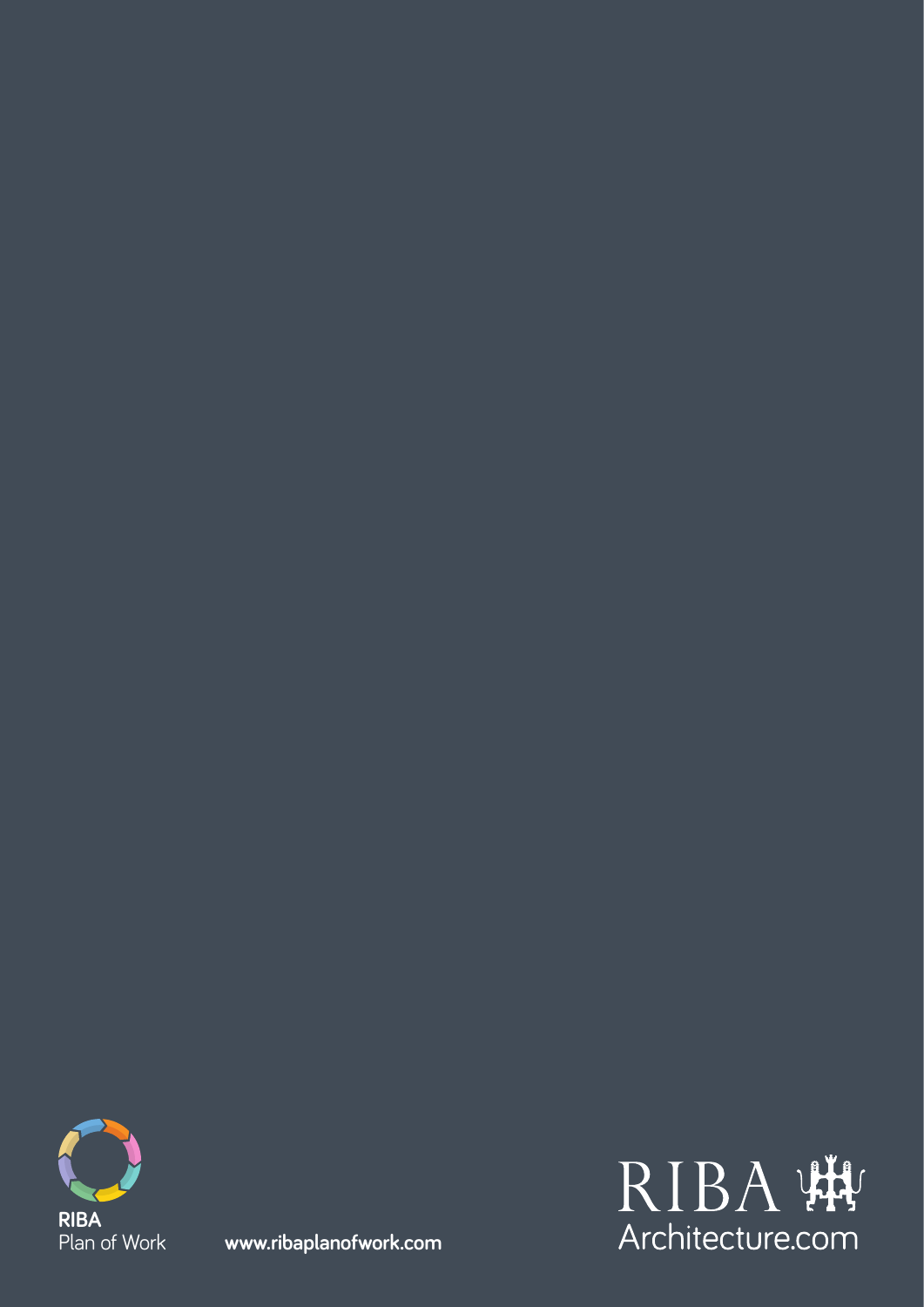RIBA
Plan of Work

www.ribaplanofwork.com

RIBA
Architecture.com